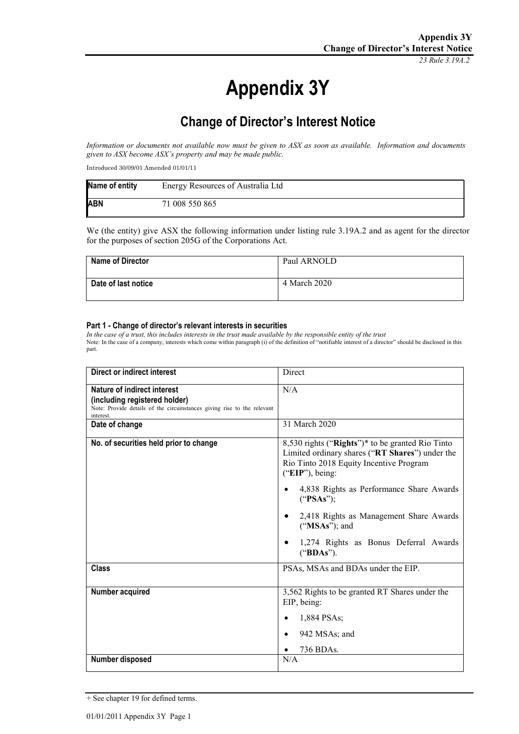# Appendix 3Y

## Change of Director's Interest Notice

*Information or documents not available now must be given to ASX as soon as available. Information and documents given to ASX become ASX's property and may be made public.*

Introduced 30/09/01 Amended 01/01/11

| Name of entity | Energy Resources of Australia Ltd |
|---|---|
| ABN | 71 008 550 865 |

We (the entity) give ASX the following information under listing rule 3.19A.2 and as agent for the director for the purposes of section 205G of the Corporations Act.

| Name of Director | Paul ARNOLD |
|---|---|
| Date of last notice | 4 March 2020 |

#### Part 1 - Change of director's relevant interests in securities

*In the case of a trust, this includes interests in the trust made available by the responsible entity of the trust*

Note: In the case of a company, interests which come within paragraph (i) of the definition of "notifiable interest of a director" should be disclosed in this part.

| Direct or indirect interest | Direct |
|---|---|
| **Nature of indirect interest (including registered holder)**<br>Note: Provide details of the circumstances giving rise to the relevant interest. | N/A |
| **Date of change** | 31 March 2020 |
| **No. of securities held prior to change** | 8,530 rights ("**Rights**")* to be granted Rio Tinto Limited ordinary shares ("**RT Shares**") under the Rio Tinto 2018 Equity Incentive Program ("**EIP**"), being:<br>• 4,838 Rights as Performance Share Awards ("**PSAs**");<br>• 2,418 Rights as Management Share Awards ("**MSAs**"); and<br>• 1,274 Rights as Bonus Deferral Awards ("**BDAs**"). |
| **Class** | PSAs, MSAs and BDAs under the EIP. |
| **Number acquired** | 3,562 Rights to be granted RT Shares under the EIP, being:<br>• 1,884 PSAs;<br>• 942 MSAs; and<br>• 736 BDAs. |
| **Number disposed** | N/A |

+ See chapter 19 for defined terms.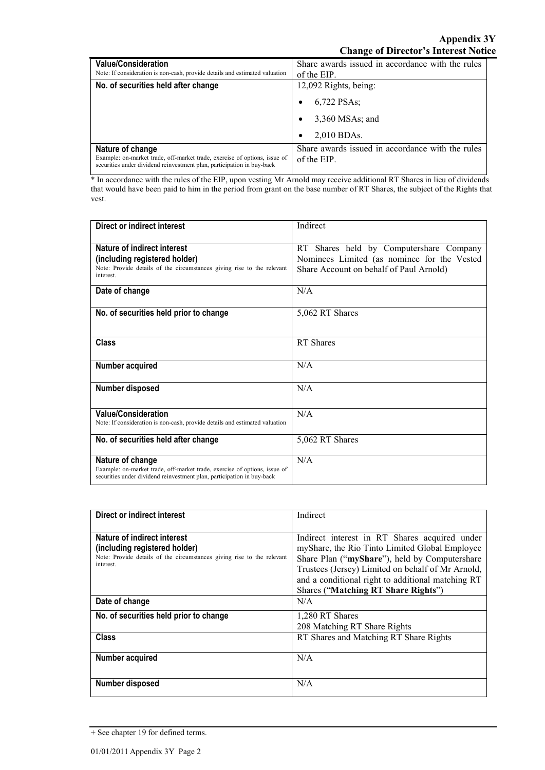| Value/Consideration<br>Note: If consideration is non-cash, provide details and estimated valuation | Share awards issued in accordance with the rules of the EIP. |
|---|---|
| No. of securities held after change | 12,092 Rights, being:<br>• 6,722 PSAs;<br>• 3,360 MSAs; and<br>• 2,010 BDAs. |
| Nature of change<br>Example: on-market trade, off-market trade, exercise of options, issue of securities under dividend reinvestment plan, participation in buy-back | Share awards issued in accordance with the rules of the EIP. |

* In accordance with the rules of the EIP, upon vesting Mr Arnold may receive additional RT Shares in lieu of dividends that would have been paid to him in the period from grant on the base number of RT Shares, the subject of the Rights that vest.

| Direct or indirect interest | Indirect |
|---|---|
| Nature of indirect interest (including registered holder)<br>Note: Provide details of the circumstances giving rise to the relevant interest. | RT Shares held by Computershare Company Nominees Limited (as nominee for the Vested Share Account on behalf of Paul Arnold) |
| Date of change | N/A |
| No. of securities held prior to change | 5,062 RT Shares |
| Class | RT Shares |
| Number acquired | N/A |
| Number disposed | N/A |
| Value/Consideration<br>Note: If consideration is non-cash, provide details and estimated valuation | N/A |
| No. of securities held after change | 5,062 RT Shares |
| Nature of change<br>Example: on-market trade, off-market trade, exercise of options, issue of securities under dividend reinvestment plan, participation in buy-back | N/A |

| Direct or indirect interest | Indirect |
|---|---|
| Nature of indirect interest (including registered holder)<br>Note: Provide details of the circumstances giving rise to the relevant interest. | Indirect interest in RT Shares acquired under myShare, the Rio Tinto Limited Global Employee Share Plan ("**myShare**"), held by Computershare Trustees (Jersey) Limited on behalf of Mr Arnold, and a conditional right to additional matching RT Shares ("**Matching RT Share Rights**") |
| Date of change | N/A |
| No. of securities held prior to change | 1,280 RT Shares<br>208 Matching RT Share Rights |
| Class | RT Shares and Matching RT Share Rights |
| Number acquired | N/A |
| Number disposed | N/A |

+ See chapter 19 for defined terms.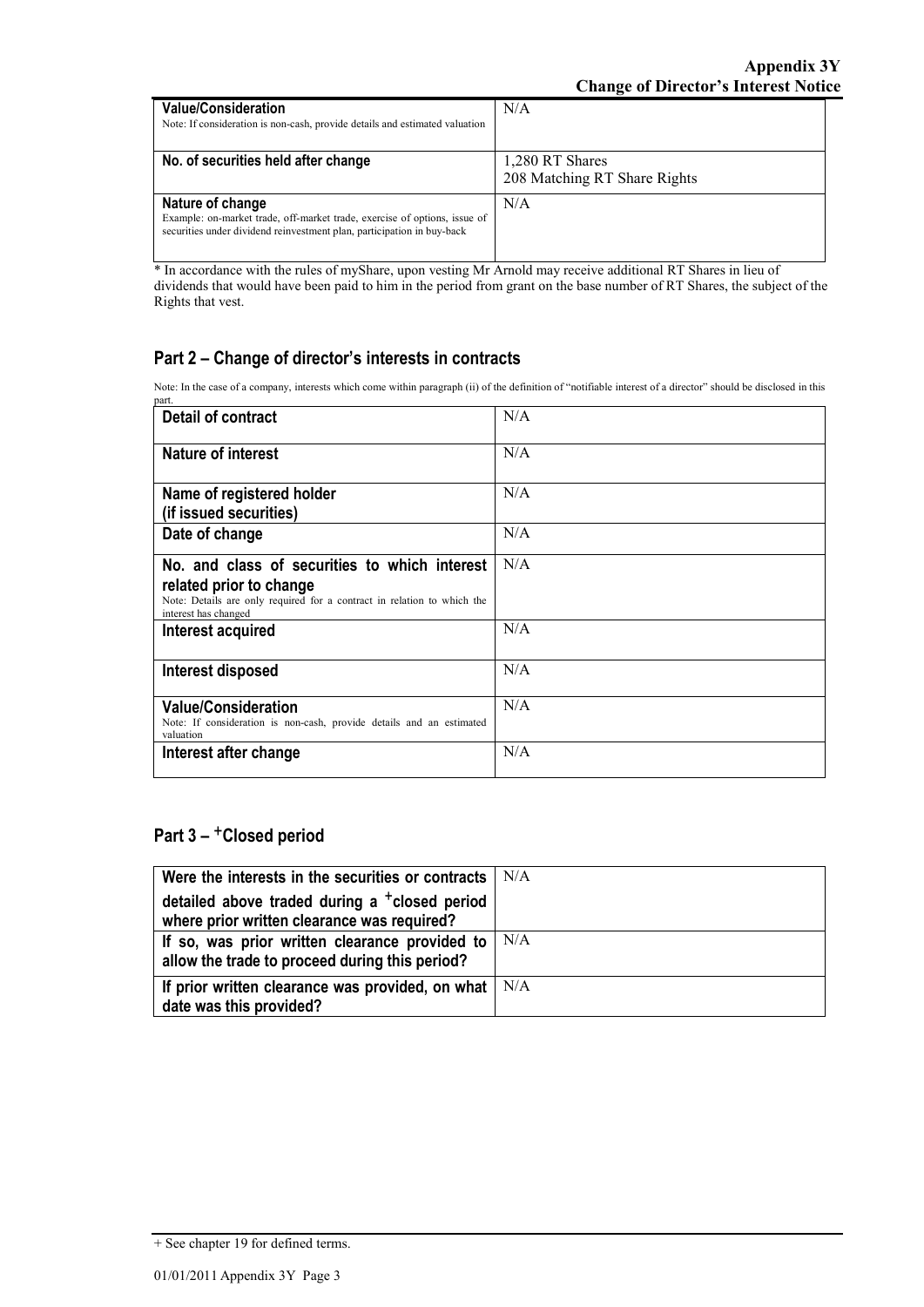| | |
|---|---|
| **Value/Consideration** Note: If consideration is non-cash, provide details and estimated valuation | N/A |
| **No. of securities held after change** | 1,280 RT Shares 208 Matching RT Share Rights |
| **Nature of change** Example: on-market trade, off-market trade, exercise of options, issue of securities under dividend reinvestment plan, participation in buy-back | N/A |

* In accordance with the rules of myShare, upon vesting Mr Arnold may receive additional RT Shares in lieu of dividends that would have been paid to him in the period from grant on the base number of RT Shares, the subject of the Rights that vest.

## Part 2 – Change of director's interests in contracts

Note: In the case of a company, interests which come within paragraph (ii) of the definition of "notifiable interest of a director" should be disclosed in this part.

| | |
|---|---|
| **Detail of contract** | N/A |
| **Nature of interest** | N/A |
| **Name of registered holder (if issued securities)** | N/A |
| **Date of change** | N/A |
| **No. and class of securities to which interest related prior to change** Note: Details are only required for a contract in relation to which the interest has changed | N/A |
| **Interest acquired** | N/A |
| **Interest disposed** | N/A |
| **Value/Consideration** Note: If consideration is non-cash, provide details and an estimated valuation | N/A |
| **Interest after change** | N/A |

## Part 3 – +Closed period

| | |
|---|---|
| **Were the interests in the securities or contracts detailed above traded during a +closed period where prior written clearance was required?** | N/A |
| **If so, was prior written clearance provided to allow the trade to proceed during this period?** | N/A |
| **If prior written clearance was provided, on what date was this provided?** | N/A |

+ See chapter 19 for defined terms.